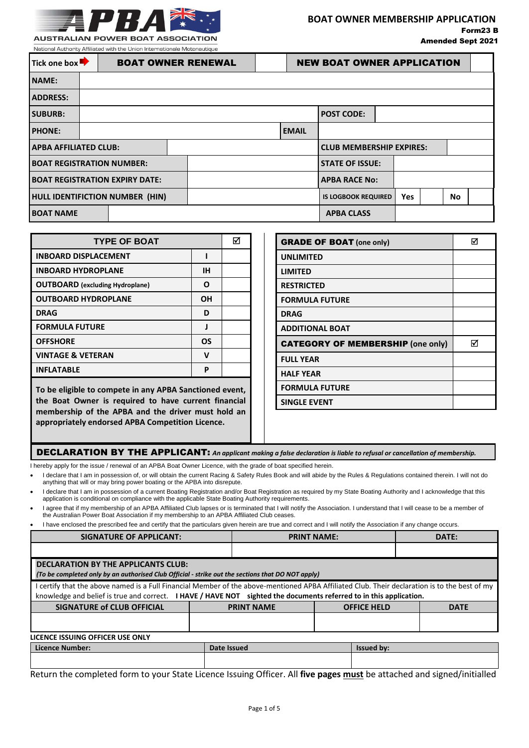**AUSTRALIAN POWER BOAT ASSOCIATION**

National Authority Affiliated with the Union Internationale Motonautique

# BOAT OWNER MEMBERSHIP APPLICATION

**Form23 B**

**Amended Sept 2021**

| Tick one box ➡ | BOAT OWNER RENEWAL | | NEW BOAT OWNER APPLICATION | |
|---|---|---|---|---|

| | | | |
|---|---|---|---|
| **NAME:** | | | |
| **ADDRESS:** | | | |
| **SUBURB:** | | **POST CODE:** | |
| **PHONE:** | | **EMAIL** | |
| **APBA AFFILIATED CLUB:** | | **CLUB MEMBERSHIP EXPIRES:** | |
| **BOAT REGISTRATION NUMBER:** | | **STATE OF ISSUE:** | |
| **BOAT REGISTRATION EXPIRY DATE:** | | **APBA RACE No:** | |
| **HULL IDENTIFICTION NUMBER (HIN)** | | **IS LOGBOOK REQUIRED** | **Yes** ☐ **No** ☐ |
| **BOAT NAME** | | **APBA CLASS** | |

| TYPE OF BOAT | | ☑ |
|---|---|---|
| **INBOARD DISPLACEMENT** | **I** | |
| **INBOARD HYDROPLANE** | **IH** | |
| **OUTBOARD (excluding Hydroplane)** | **O** | |
| **OUTBOARD HYDROPLANE** | **OH** | |
| **DRAG** | **D** | |
| **FORMULA FUTURE** | **J** | |
| **OFFSHORE** | **OS** | |
| **VINTAGE & VETERAN** | **V** | |
| **INFLATABLE** | **P** | |

**To be eligible to compete in any APBA Sanctioned event, the Boat Owner is required to have current financial membership of the APBA and the driver must hold an appropriately endorsed APBA Competition Licence.**

| GRADE OF BOAT (one only) | ☑ |
|---|---|
| **UNLIMITED** | |
| **LIMITED** | |
| **RESTRICTED** | |
| **FORMULA FUTURE** | |
| **DRAG** | |
| **ADDITIONAL BOAT** | |
| **CATEGORY OF MEMBERSHIP (one only)** | ☑ |
| **FULL YEAR** | |
| **HALF YEAR** | |
| **FORMULA FUTURE** | |
| **SINGLE EVENT** | |

## DECLARATION BY THE APPLICANT: *An applicant making a false declaration is liable to refusal or cancellation of membership.*

I hereby apply for the issue / renewal of an APBA Boat Owner Licence, with the grade of boat specified herein.

- I declare that I am in possession of, or will obtain the current Racing & Safety Rules Book and will abide by the Rules & Regulations contained therein. I will not do anything that will or may bring power boating or the APBA into disrepute.
- I declare that I am in possession of a current Boating Registration and/or Boat Registration as required by my State Boating Authority and I acknowledge that this application is conditional on compliance with the applicable State Boating Authority requirements.
- I agree that if my membership of an APBA Affiliated Club lapses or is terminated that I will notify the Association. I understand that I will cease to be a member of the Australian Power Boat Association if my membership to an APBA Affiliated Club ceases.
- I have enclosed the prescribed fee and certify that the particulars given herein are true and correct and I will notify the Association if any change occurs.

| SIGNATURE OF APPLICANT: | PRINT NAME: | DATE: |
|---|---|---|
| | | |

**DECLARATION BY THE APPLICANTS CLUB:**
***(To be completed only by an authorised Club Official - strike out the sections that DO NOT apply)***

I certify that the above named is a Full Financial Member of the above-mentioned APBA Affiliated Club. Their declaration is to the best of my knowledge and belief is true and correct. **I HAVE / HAVE NOT sighted the documents referred to in this application.**

| SIGNATURE of CLUB OFFICIAL | PRINT NAME | OFFICE HELD | DATE |
|---|---|---|---|
| | | | |

**LICENCE ISSUING OFFICER USE ONLY**

| Licence Number: | Date Issued | Issued by: |
|---|---|---|
| | | |

Return the completed form to your State Licence Issuing Officer. All **five pages <u>must</u>** be attached and signed/initialled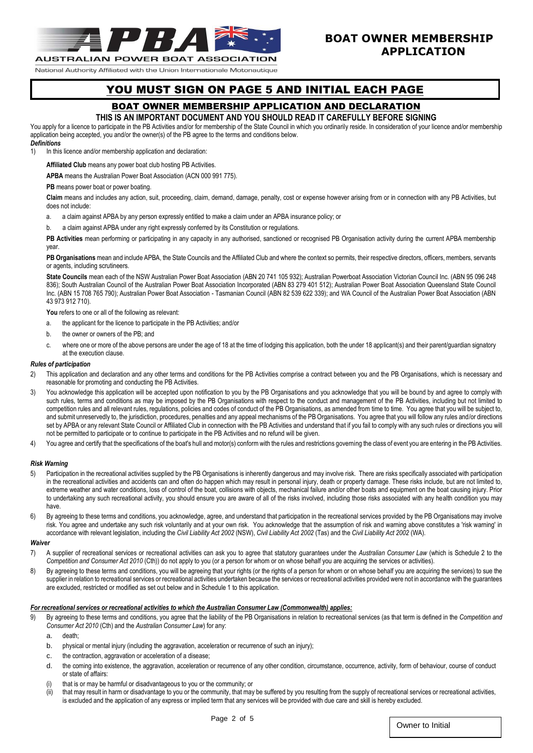**AUSTRALIAN POWER BOAT ASSOCIATION**

National Authority Affiliated with the Union Internationale Motonautique

# BOAT OWNER MEMBERSHIP APPLICATION

## YOU MUST SIGN ON PAGE 5 AND INITIAL EACH PAGE

### BOAT OWNER MEMBERSHIP APPLICATION AND DECLARATION

**THIS IS AN IMPORTANT DOCUMENT AND YOU SHOULD READ IT CAREFULLY BEFORE SIGNING**

You apply for a licence to participate in the PB Activities and/or for membership of the State Council in which you ordinarily reside. In consideration of your licence and/or membership application being accepted, you and/or the owner(s) of the PB agree to the terms and conditions below.

***Definitions***

1) In this licence and/or membership application and declaration:

**Affiliated Club** means any power boat club hosting PB Activities.

**APBA** means the Australian Power Boat Association (ACN 000 991 775).

**PB** means power boat or power boating.

**Claim** means and includes any action, suit, proceeding, claim, demand, damage, penalty, cost or expense however arising from or in connection with any PB Activities, but does not include:

a. a claim against APBA by any person expressly entitled to make a claim under an APBA insurance policy; or

b. a claim against APBA under any right expressly conferred by its Constitution or regulations.

**PB Activities** mean performing or participating in any capacity in any authorised, sanctioned or recognised PB Organisation activity during the current APBA membership year.

**PB Organisations** mean and include APBA, the State Councils and the Affiliated Club and where the context so permits, their respective directors, officers, members, servants or agents, including scrutineers.

**State Councils** mean each of the NSW Australian Power Boat Association (ABN 20 741 105 932); Australian Powerboat Association Victorian Council Inc. (ABN 95 096 248 836); South Australian Council of the Australian Power Boat Association Incorporated (ABN 83 279 401 512); Australian Power Boat Association Queensland State Council Inc. (ABN 15 708 765 790); Australian Power Boat Association - Tasmanian Council (ABN 82 539 622 339); and WA Council of the Australian Power Boat Association (ABN 43 973 912 710).

**You** refers to one or all of the following as relevant:

a. the applicant for the licence to participate in the PB Activities; and/or

b. the owner or owners of the PB; and

c. where one or more of the above persons are under the age of 18 at the time of lodging this application, both the under 18 applicant(s) and their parent/guardian signatory at the execution clause.

***Rules of participation***

2) This application and declaration and any other terms and conditions for the PB Activities comprise a contract between you and the PB Organisations, which is necessary and reasonable for promoting and conducting the PB Activities.

3) You acknowledge this application will be accepted upon notification to you by the PB Organisations and you acknowledge that you will be bound by and agree to comply with such rules, terms and conditions as may be imposed by the PB Organisations with respect to the conduct and management of the PB Activities, including but not limited to competition rules and all relevant rules, regulations, policies and codes of conduct of the PB Organisations, as amended from time to time. You agree that you will be subject to, and submit unreservedly to, the jurisdiction, procedures, penalties and any appeal mechanisms of the PB Organisations. You agree that you will follow any rules and/or directions set by APBA or any relevant State Council or Affiliated Club in connection with the PB Activities and understand that if you fail to comply with any such rules or directions you will not be permitted to participate or to continue to participate in the PB Activities and no refund will be given.

4) You agree and certify that the specifications of the boat's hull and motor(s) conform with the rules and restrictions governing the class of event you are entering in the PB Activities.

***Risk Warning***

5) Participation in the recreational activities supplied by the PB Organisations is inherently dangerous and may involve risk. There are risks specifically associated with participation in the recreational activities and accidents can and often do happen which may result in personal injury, death or property damage. These risks include, but are not limited to, extreme weather and water conditions, loss of control of the boat, collisions with objects, mechanical failure and/or other boats and equipment on the boat causing injury. Prior to undertaking any such recreational activity, you should ensure you are aware of all of the risks involved, including those risks associated with any health condition you may have.

6) By agreeing to these terms and conditions, you acknowledge, agree, and understand that participation in the recreational services provided by the PB Organisations may involve risk. You agree and undertake any such risk voluntarily and at your own risk. You acknowledge that the assumption of risk and warning above constitutes a 'risk warning' in accordance with relevant legislation, including the *Civil Liability Act 2002* (NSW), *Civil Liability Act 2002* (Tas) and the *Civil Liability Act 2002* (WA).

***Waiver***

7) A supplier of recreational services or recreational activities can ask you to agree that statutory guarantees under the *Australian Consumer Law* (which is Schedule 2 to the *Competition and Consumer Act 2010* (Cth)) do not apply to you (or a person for whom or on whose behalf you are acquiring the services or activities).

8) By agreeing to these terms and conditions, you will be agreeing that your rights (or the rights of a person for whom or on whose behalf you are acquiring the services) to sue the supplier in relation to recreational services or recreational activities undertaken because the services or recreational activities provided were not in accordance with the guarantees are excluded, restricted or modified as set out below and in Schedule 1 to this application.

***For recreational services or recreational activities to which the Australian Consumer Law (Commonwealth) applies:***

9) By agreeing to these terms and conditions, you agree that the liability of the PB Organisations in relation to recreational services (as that term is defined in the *Competition and Consumer Act 2010* (Cth) and the *Australian Consumer Law*) for any:

a. death;

b. physical or mental injury (including the aggravation, acceleration or recurrence of such an injury);

c. the contraction, aggravation or acceleration of a disease;

d. the coming into existence, the aggravation, acceleration or recurrence of any other condition, circumstance, occurrence, activity, form of behaviour, course of conduct or state of affairs:

(i) that is or may be harmful or disadvantageous to you or the community; or

(ii) that may result in harm or disadvantage to you or the community, that may be suffered by you resulting from the supply of recreational services or recreational activities, is excluded and the application of any express or implied term that any services will be provided with due care and skill is hereby excluded.

Owner to Initial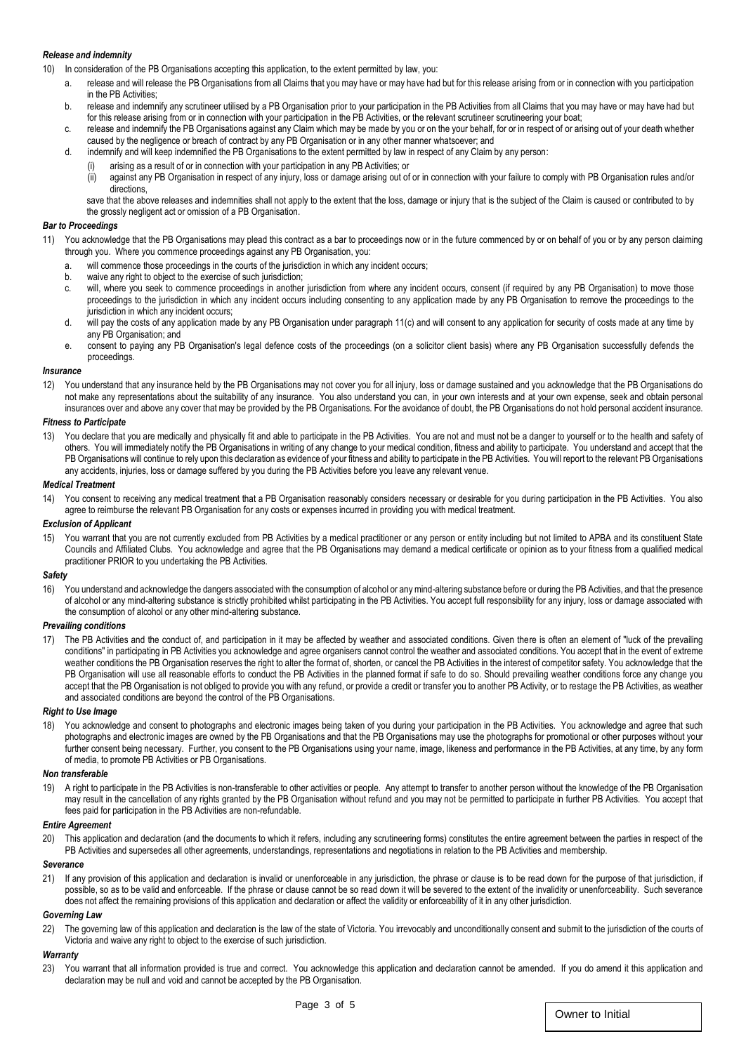***Release and indemnity***

10) In consideration of the PB Organisations accepting this application, to the extent permitted by law, you:

   a. release and will release the PB Organisations from all Claims that you may have or may have had but for this release arising from or in connection with you participation in the PB Activities;

   b. release and indemnify any scrutineer utilised by a PB Organisation prior to your participation in the PB Activities from all Claims that you may have or may have had but for this release arising from or in connection with your participation in the PB Activities, or the relevant scrutineer scrutineering your boat;

   c. release and indemnify the PB Organisations against any Claim which may be made by you or on the your behalf, for or in respect of or arising out of your death whether caused by the negligence or breach of contract by any PB Organisation or in any other manner whatsoever; and

   d. indemnify and will keep indemnified the PB Organisations to the extent permitted by law in respect of any Claim by any person:

      (i) arising as a result of or in connection with your participation in any PB Activities; or

      (ii) against any PB Organisation in respect of any injury, loss or damage arising out of or in connection with your failure to comply with PB Organisation rules and/or directions,

   save that the above releases and indemnities shall not apply to the extent that the loss, damage or injury that is the subject of the Claim is caused or contributed to by the grossly negligent act or omission of a PB Organisation.

***Bar to Proceedings***

11) You acknowledge that the PB Organisations may plead this contract as a bar to proceedings now or in the future commenced by or on behalf of you or by any person claiming through you. Where you commence proceedings against any PB Organisation, you:

   a. will commence those proceedings in the courts of the jurisdiction in which any incident occurs;

   b. waive any right to object to the exercise of such jurisdiction;

   c. will, where you seek to commence proceedings in another jurisdiction from where any incident occurs, consent (if required by any PB Organisation) to move those proceedings to the jurisdiction in which any incident occurs including consenting to any application made by any PB Organisation to remove the proceedings to the jurisdiction in which any incident occurs;

   d. will pay the costs of any application made by any PB Organisation under paragraph 11(c) and will consent to any application for security of costs made at any time by any PB Organisation; and

   e. consent to paying any PB Organisation's legal defence costs of the proceedings (on a solicitor client basis) where any PB Organisation successfully defends the proceedings.

***Insurance***

12) You understand that any insurance held by the PB Organisations may not cover you for all injury, loss or damage sustained and you acknowledge that the PB Organisations do not make any representations about the suitability of any insurance. You also understand you can, in your own interests and at your own expense, seek and obtain personal insurances over and above any cover that may be provided by the PB Organisations. For the avoidance of doubt, the PB Organisations do not hold personal accident insurance.

***Fitness to Participate***

13) You declare that you are medically and physically fit and able to participate in the PB Activities. You are not and must not be a danger to yourself or to the health and safety of others. You will immediately notify the PB Organisations in writing of any change to your medical condition, fitness and ability to participate. You understand and accept that the PB Organisations will continue to rely upon this declaration as evidence of your fitness and ability to participate in the PB Activities. You will report to the relevant PB Organisations any accidents, injuries, loss or damage suffered by you during the PB Activities before you leave any relevant venue.

***Medical Treatment***

14) You consent to receiving any medical treatment that a PB Organisation reasonably considers necessary or desirable for you during participation in the PB Activities. You also agree to reimburse the relevant PB Organisation for any costs or expenses incurred in providing you with medical treatment.

***Exclusion of Applicant***

15) You warrant that you are not currently excluded from PB Activities by a medical practitioner or any person or entity including but not limited to APBA and its constituent State Councils and Affiliated Clubs. You acknowledge and agree that the PB Organisations may demand a medical certificate or opinion as to your fitness from a qualified medical practitioner PRIOR to you undertaking the PB Activities.

***Safety***

16) You understand and acknowledge the dangers associated with the consumption of alcohol or any mind-altering substance before or during the PB Activities, and that the presence of alcohol or any mind-altering substance is strictly prohibited whilst participating in the PB Activities. You accept full responsibility for any injury, loss or damage associated with the consumption of alcohol or any other mind-altering substance.

***Prevailing conditions***

17) The PB Activities and the conduct of, and participation in it may be affected by weather and associated conditions. Given there is often an element of "luck of the prevailing conditions" in participating in PB Activities you acknowledge and agree organisers cannot control the weather and associated conditions. You accept that in the event of extreme weather conditions the PB Organisation reserves the right to alter the format of, shorten, or cancel the PB Activities in the interest of competitor safety. You acknowledge that the PB Organisation will use all reasonable efforts to conduct the PB Activities in the planned format if safe to do so. Should prevailing weather conditions force any change you accept that the PB Organisation is not obliged to provide you with any refund, or provide a credit or transfer you to another PB Activity, or to restage the PB Activities, as weather and associated conditions are beyond the control of the PB Organisations.

***Right to Use Image***

18) You acknowledge and consent to photographs and electronic images being taken of you during your participation in the PB Activities. You acknowledge and agree that such photographs and electronic images are owned by the PB Organisations and that the PB Organisations may use the photographs for promotional or other purposes without your further consent being necessary. Further, you consent to the PB Organisations using your name, image, likeness and performance in the PB Activities, at any time, by any form of media, to promote PB Activities or PB Organisations.

***Non transferable***

19) A right to participate in the PB Activities is non-transferable to other activities or people. Any attempt to transfer to another person without the knowledge of the PB Organisation may result in the cancellation of any rights granted by the PB Organisation without refund and you may not be permitted to participate in further PB Activities. You accept that fees paid for participation in the PB Activities are non-refundable.

***Entire Agreement***

20) This application and declaration (and the documents to which it refers, including any scrutineering forms) constitutes the entire agreement between the parties in respect of the PB Activities and supersedes all other agreements, understandings, representations and negotiations in relation to the PB Activities and membership.

***Severance***

21) If any provision of this application and declaration is invalid or unenforceable in any jurisdiction, the phrase or clause is to be read down for the purpose of that jurisdiction, if possible, so as to be valid and enforceable. If the phrase or clause cannot be so read down it will be severed to the extent of the invalidity or unenforceability. Such severance does not affect the remaining provisions of this application and declaration or affect the validity or enforceability of it in any other jurisdiction.

***Governing Law***

22) The governing law of this application and declaration is the law of the state of Victoria. You irrevocably and unconditionally consent and submit to the jurisdiction of the courts of Victoria and waive any right to object to the exercise of such jurisdiction.

***Warranty***

23) You warrant that all information provided is true and correct. You acknowledge this application and declaration cannot be amended. If you do amend it this application and declaration may be null and void and cannot be accepted by the PB Organisation.

Owner to Initial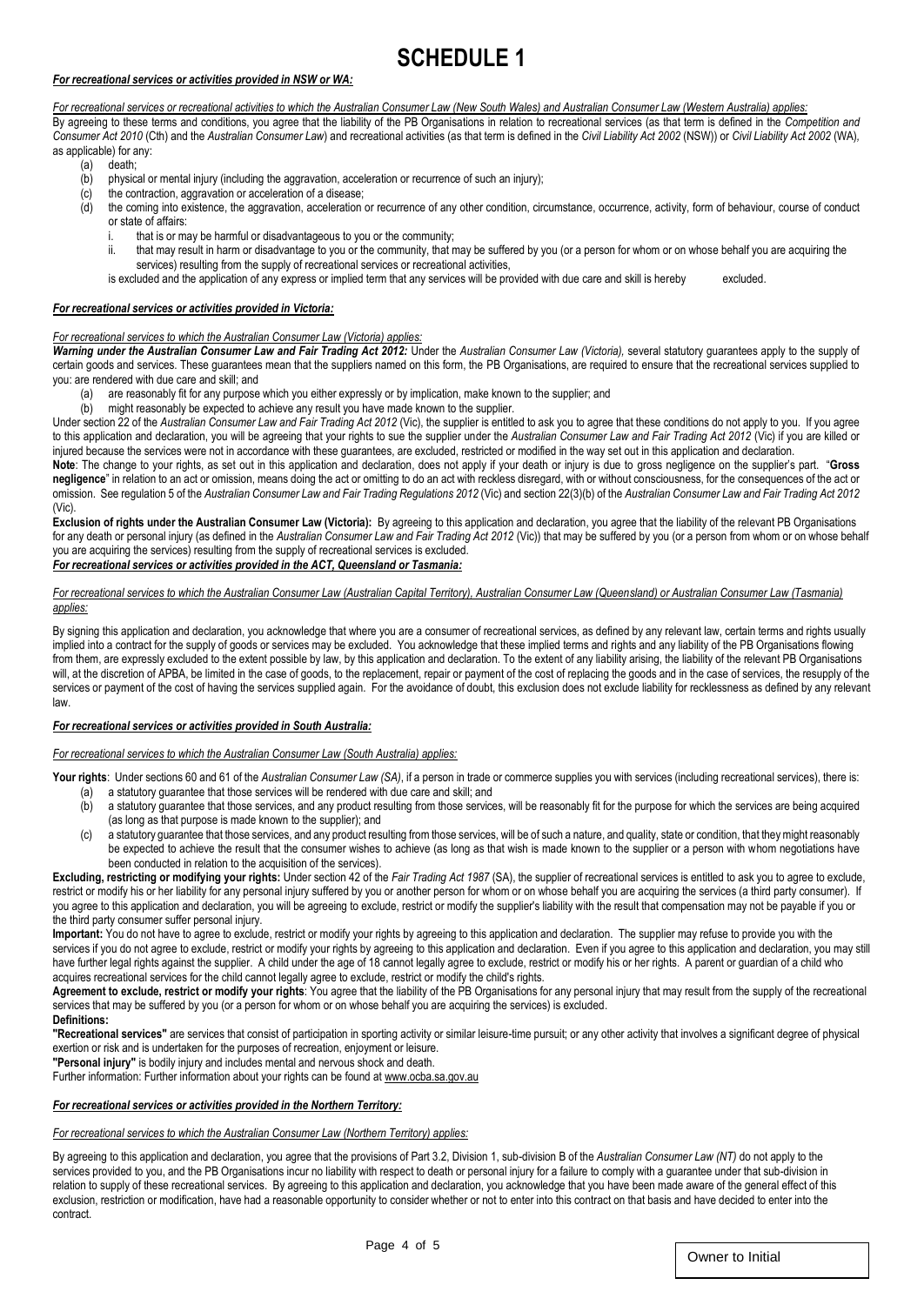# SCHEDULE 1

***For recreational services or activities provided in NSW or WA:***

*For recreational services or recreational activities to which the Australian Consumer Law (New South Wales) and Australian Consumer Law (Western Australia) applies:*

By agreeing to these terms and conditions, you agree that the liability of the PB Organisations in relation to recreational services (as that term is defined in the *Competition and Consumer Act 2010* (Cth) and the *Australian Consumer Law*) and recreational activities (as that term is defined in the *Civil Liability Act 2002* (NSW)) or *Civil Liability Act 2002* (WA), as applicable) for any:

(a) death;

(b) physical or mental injury (including the aggravation, acceleration or recurrence of such an injury);

(c) the contraction, aggravation or acceleration of a disease;

(d) the coming into existence, the aggravation, acceleration or recurrence of any other condition, circumstance, occurrence, activity, form of behaviour, course of conduct or state of affairs:

  i. that is or may be harmful or disadvantageous to you or the community;

  ii. that may result in harm or disadvantage to you or the community, that may be suffered by you (or a person for whom or on whose behalf you are acquiring the services) resulting from the supply of recreational services or recreational activities,

is excluded and the application of any express or implied term that any services will be provided with due care and skill is hereby excluded.

***For recreational services or activities provided in Victoria:***

*For recreational services to which the Australian Consumer Law (Victoria) applies:*

***Warning under the Australian Consumer Law and Fair Trading Act 2012:*** Under the *Australian Consumer Law (Victoria),* several statutory guarantees apply to the supply of certain goods and services. These guarantees mean that the suppliers named on this form, the PB Organisations, are required to ensure that the recreational services supplied to you: are rendered with due care and skill; and

(a) are reasonably fit for any purpose which you either expressly or by implication, make known to the supplier; and

(b) might reasonably be expected to achieve any result you have made known to the supplier.

Under section 22 of the *Australian Consumer Law and Fair Trading Act 2012* (Vic), the supplier is entitled to ask you to agree that these conditions do not apply to you. If you agree to this application and declaration, you will be agreeing that your rights to sue the supplier under the *Australian Consumer Law and Fair Trading Act 2012* (Vic) if you are killed or injured because the services were not in accordance with these guarantees, are excluded, restricted or modified in the way set out in this application and declaration.

**Note**: The change to your rights, as set out in this application and declaration, does not apply if your death or injury is due to gross negligence on the supplier's part. "**Gross negligence**" in relation to an act or omission, means doing the act or omitting to do an act with reckless disregard, with or without consciousness, for the consequences of the act or omission. See regulation 5 of the *Australian Consumer Law and Fair Trading Regulations 2012* (Vic) and section 22(3)(b) of the *Australian Consumer Law and Fair Trading Act 2012* (Vic).

**Exclusion of rights under the Australian Consumer Law (Victoria):** By agreeing to this application and declaration, you agree that the liability of the relevant PB Organisations for any death or personal injury (as defined in the *Australian Consumer Law and Fair Trading Act 2012* (Vic)) that may be suffered by you (or a person from whom or on whose behalf you are acquiring the services) resulting from the supply of recreational services is excluded.

***For recreational services or activities provided in the ACT, Queensland or Tasmania:***

*For recreational services to which the Australian Consumer Law (Australian Capital Territory), Australian Consumer Law (Queensland) or Australian Consumer Law (Tasmania) applies:*

By signing this application and declaration, you acknowledge that where you are a consumer of recreational services, as defined by any relevant law, certain terms and rights usually implied into a contract for the supply of goods or services may be excluded. You acknowledge that these implied terms and rights and any liability of the PB Organisations flowing from them, are expressly excluded to the extent possible by law, by this application and declaration. To the extent of any liability arising, the liability of the relevant PB Organisations will, at the discretion of APBA, be limited in the case of goods, to the replacement, repair or payment of the cost of replacing the goods and in the case of services, the resupply of the services or payment of the cost of having the services supplied again. For the avoidance of doubt, this exclusion does not exclude liability for recklessness as defined by any relevant law.

***For recreational services or activities provided in South Australia:***

*For recreational services to which the Australian Consumer Law (South Australia) applies:*

**Your rights**: Under sections 60 and 61 of the *Australian Consumer Law (SA)*, if a person in trade or commerce supplies you with services (including recreational services), there is:

(a) a statutory guarantee that those services will be rendered with due care and skill; and

(b) a statutory guarantee that those services, and any product resulting from those services, will be reasonably fit for the purpose for which the services are being acquired (as long as that purpose is made known to the supplier); and

(c) a statutory guarantee that those services, and any product resulting from those services, will be of such a nature, and quality, state or condition, that they might reasonably be expected to achieve the result that the consumer wishes to achieve (as long as that wish is made known to the supplier or a person with whom negotiations have been conducted in relation to the acquisition of the services).

**Excluding, restricting or modifying your rights:** Under section 42 of the *Fair Trading Act 1987* (SA), the supplier of recreational services is entitled to ask you to agree to exclude, restrict or modify his or her liability for any personal injury suffered by you or another person for whom or on whose behalf you are acquiring the services (a third party consumer). If you agree to this application and declaration, you will be agreeing to exclude, restrict or modify the supplier's liability with the result that compensation may not be payable if you or the third party consumer suffer personal injury.

**Important:** You do not have to agree to exclude, restrict or modify your rights by agreeing to this application and declaration. The supplier may refuse to provide you with the services if you do not agree to exclude, restrict or modify your rights by agreeing to this application and declaration. Even if you agree to this application and declaration, you may still have further legal rights against the supplier. A child under the age of 18 cannot legally agree to exclude, restrict or modify his or her rights. A parent or guardian of a child who acquires recreational services for the child cannot legally agree to exclude, restrict or modify the child's rights.

**Agreement to exclude, restrict or modify your rights**: You agree that the liability of the PB Organisations for any personal injury that may result from the supply of the recreational services that may be suffered by you (or a person for whom or on whose behalf you are acquiring the services) is excluded.

**Definitions:**

**"Recreational services"** are services that consist of participation in sporting activity or similar leisure-time pursuit; or any other activity that involves a significant degree of physical exertion or risk and is undertaken for the purposes of recreation, enjoyment or leisure.

**"Personal injury"** is bodily injury and includes mental and nervous shock and death.

Further information: Further information about your rights can be found at www.ocba.sa.gov.au

***For recreational services or activities provided in the Northern Territory:***

*For recreational services to which the Australian Consumer Law (Northern Territory) applies:*

By agreeing to this application and declaration, you agree that the provisions of Part 3.2, Division 1, sub-division B of the *Australian Consumer Law (NT)* do not apply to the services provided to you, and the PB Organisations incur no liability with respect to death or personal injury for a failure to comply with a guarantee under that sub-division in relation to supply of these recreational services. By agreeing to this application and declaration, you acknowledge that you have been made aware of the general effect of this exclusion, restriction or modification, have had a reasonable opportunity to consider whether or not to enter into this contract on that basis and have decided to enter into the contract.

Owner to Initial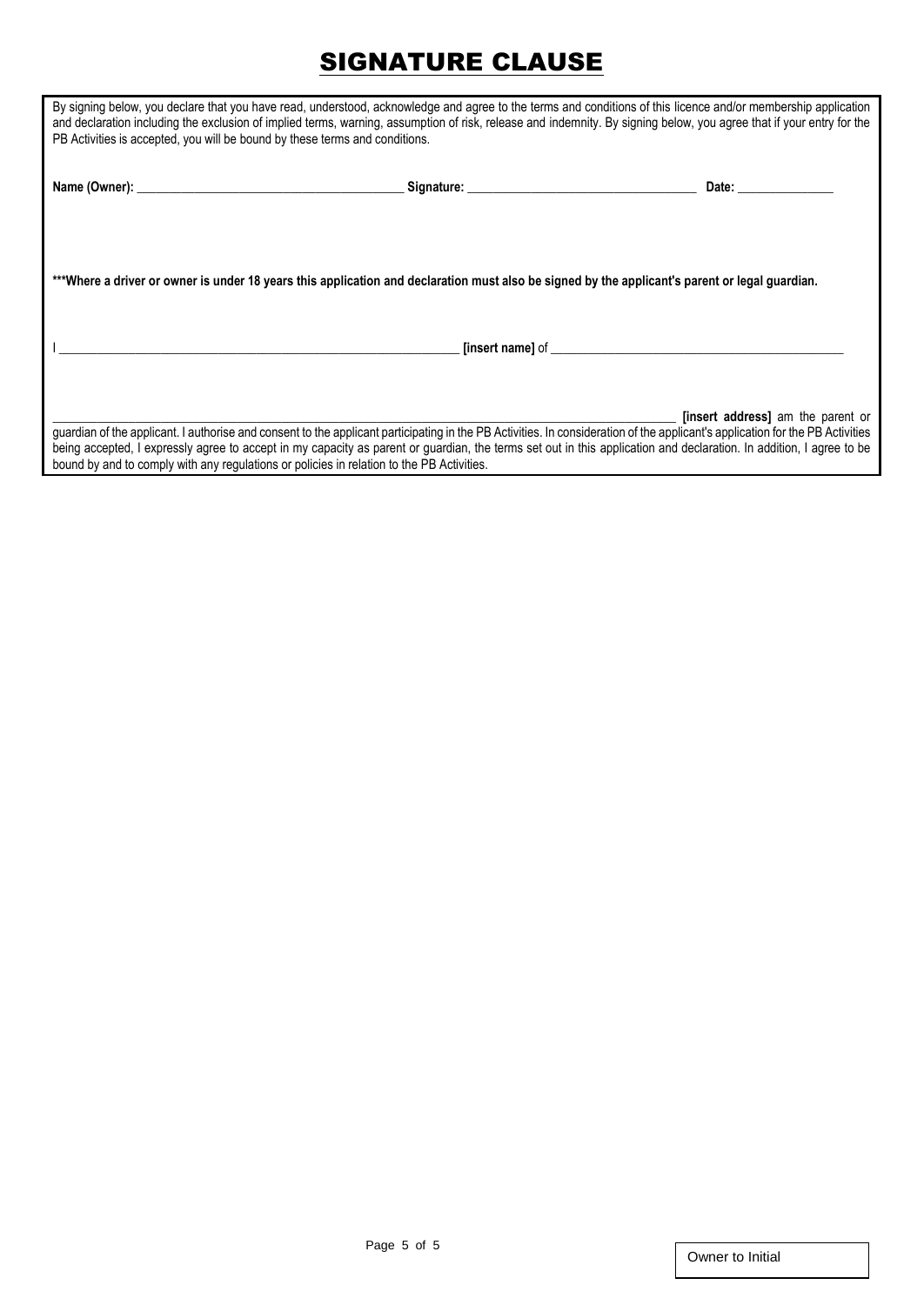# SIGNATURE CLAUSE

By signing below, you declare that you have read, understood, acknowledge and agree to the terms and conditions of this licence and/or membership application and declaration including the exclusion of implied terms, warning, assumption of risk, release and indemnity. By signing below, you agree that if your entry for the PB Activities is accepted, you will be bound by these terms and conditions.

**Name (Owner):** ________________________________ **Signature:** ____________________________ **Date:** ____________

**\*\*\*Where a driver or owner is under 18 years this application and declaration must also be signed by the applicant's parent or legal guardian.**

I ______________________________________________ **[insert name]** of ______________________________________

______________________________________________________________________ **[insert address]** am the parent or guardian of the applicant. I authorise and consent to the applicant participating in the PB Activities. In consideration of the applicant's application for the PB Activities being accepted, I expressly agree to accept in my capacity as parent or guardian, the terms set out in this application and declaration. In addition, I agree to be bound by and to comply with any regulations or policies in relation to the PB Activities.

Owner to Initial